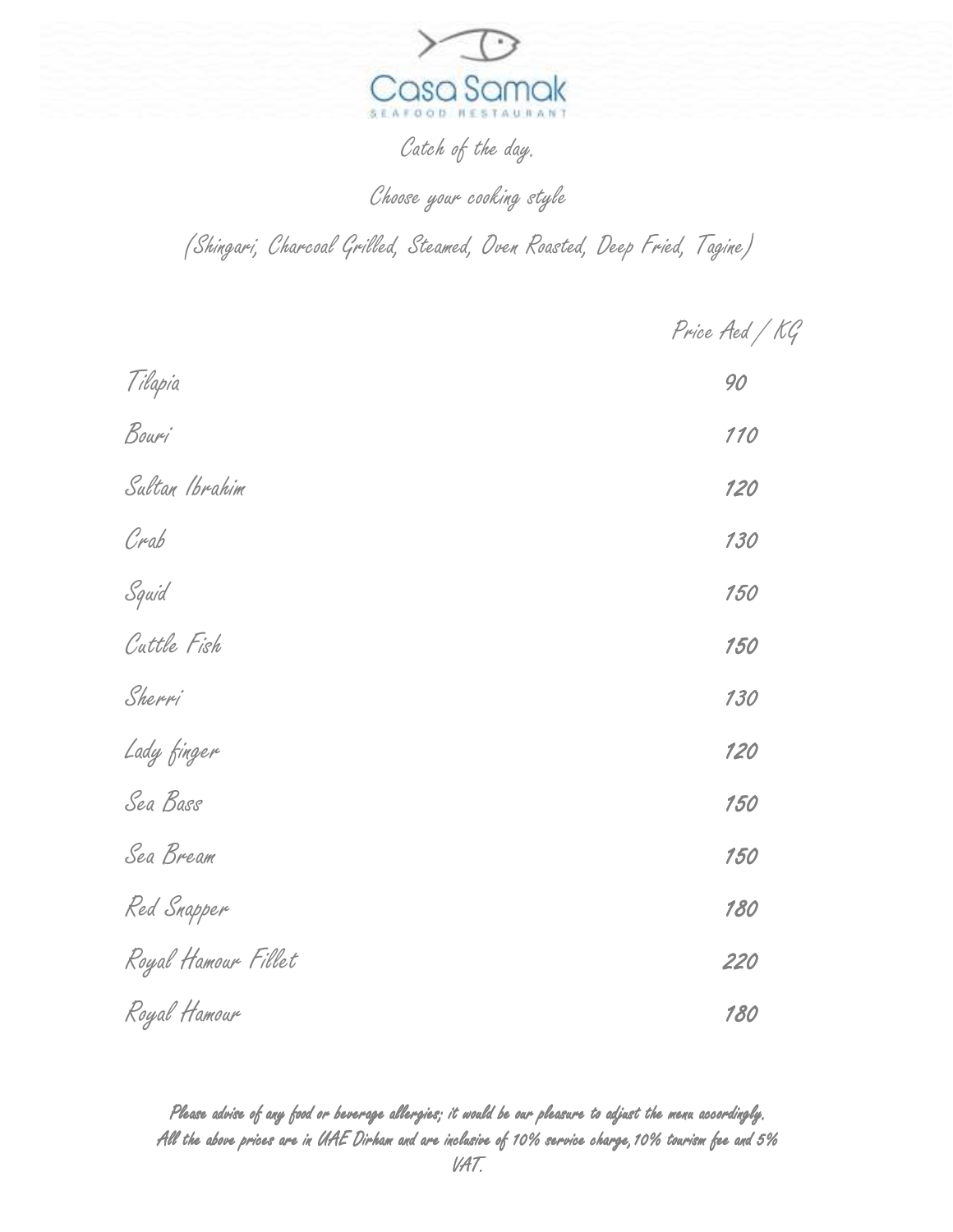# Casa Samak

SEAFOOD RESTAURANT

## Catch of the day.

Choose your cooking style

(Shingari, Charcoal Grilled, Steamed, Oven Roasted, Deep Fried, Tagine)

| | Price Aed / KG |
|---|---|
| Tilapia | 90 |
| Bouri | 110 |
| Sultan Ibrahim | 120 |
| Crab | 130 |
| Squid | 150 |
| Cuttle Fish | 150 |
| Sherri | 130 |
| Lady finger | 120 |
| Sea Bass | 150 |
| Sea Bream | 150 |
| Red Snapper | 180 |
| Royal Hamour Fillet | 220 |
| Royal Hamour | 180 |

Please advise of any food or beverage allergies; it would be our pleasure to adjust the menu accordingly.
All the above prices are in UAE Dirham and are inclusive of 10% service charge,10% tourism fee and 5% VAT.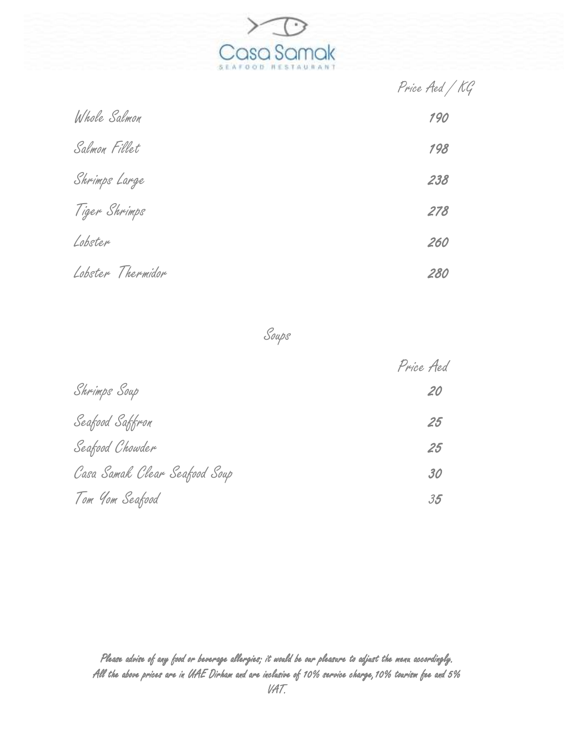# Casa Samak

SEAFOOD RESTAURANT

| | Price Aed / KG |
|---|---|
| Whole Salmon | 190 |
| Salmon Fillet | 198 |
| Shrimps Large | 238 |
| Tiger Shrimps | 278 |
| Lobster | 260 |
| Lobster Thermidor | 280 |

## Soups

| | Price Aed |
|---|---|
| Shrimps Soup | 20 |
| Seafood Saffron | 25 |
| Seafood Chowder | 25 |
| Casa Samak Clear Seafood Soup | 30 |
| Tom Yom Seafood | 35 |

*Please advise of any food or beverage allergies; it would be our pleasure to adjust the menu accordingly.*
*All the above prices are in UAE Dirham and are inclusive of 10% service charge,10% tourism fee and 5% VAT.*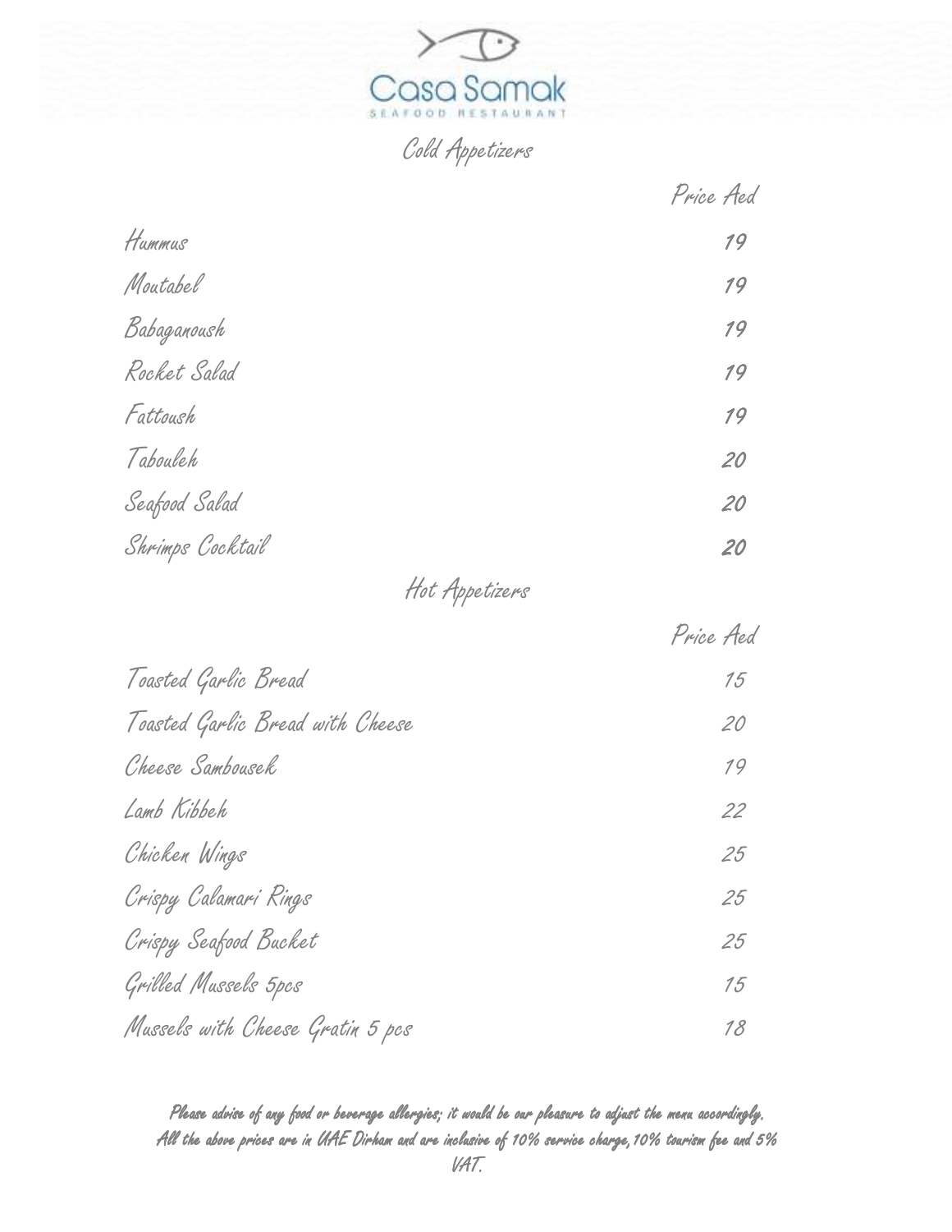# Casa Samak

SEAFOOD RESTAURANT

## Cold Appetizers

| | Price Aed |
|---|---|
| Hummus | 19 |
| Moutabel | 19 |
| Babaganoush | 19 |
| Rocket Salad | 19 |
| Fattoush | 19 |
| Tabouleh | 20 |
| Seafood Salad | 20 |
| Shrimps Cocktail | 20 |

## Hot Appetizers

| | Price Aed |
|---|---|
| Toasted Garlic Bread | 15 |
| Toasted Garlic Bread with Cheese | 20 |
| Cheese Sambousek | 19 |
| Lamb Kibbeh | 22 |
| Chicken Wings | 25 |
| Crispy Calamari Rings | 25 |
| Crispy Seafood Bucket | 25 |
| Grilled Mussels 5pcs | 15 |
| Mussels with Cheese Gratin 5 pcs | 18 |

**Please advise of any food or beverage allergies; it would be our pleasure to adjust the menu accordingly. All the above prices are in UAE Dirham and are inclusive of 10% service charge,10% tourism fee and 5% VAT.**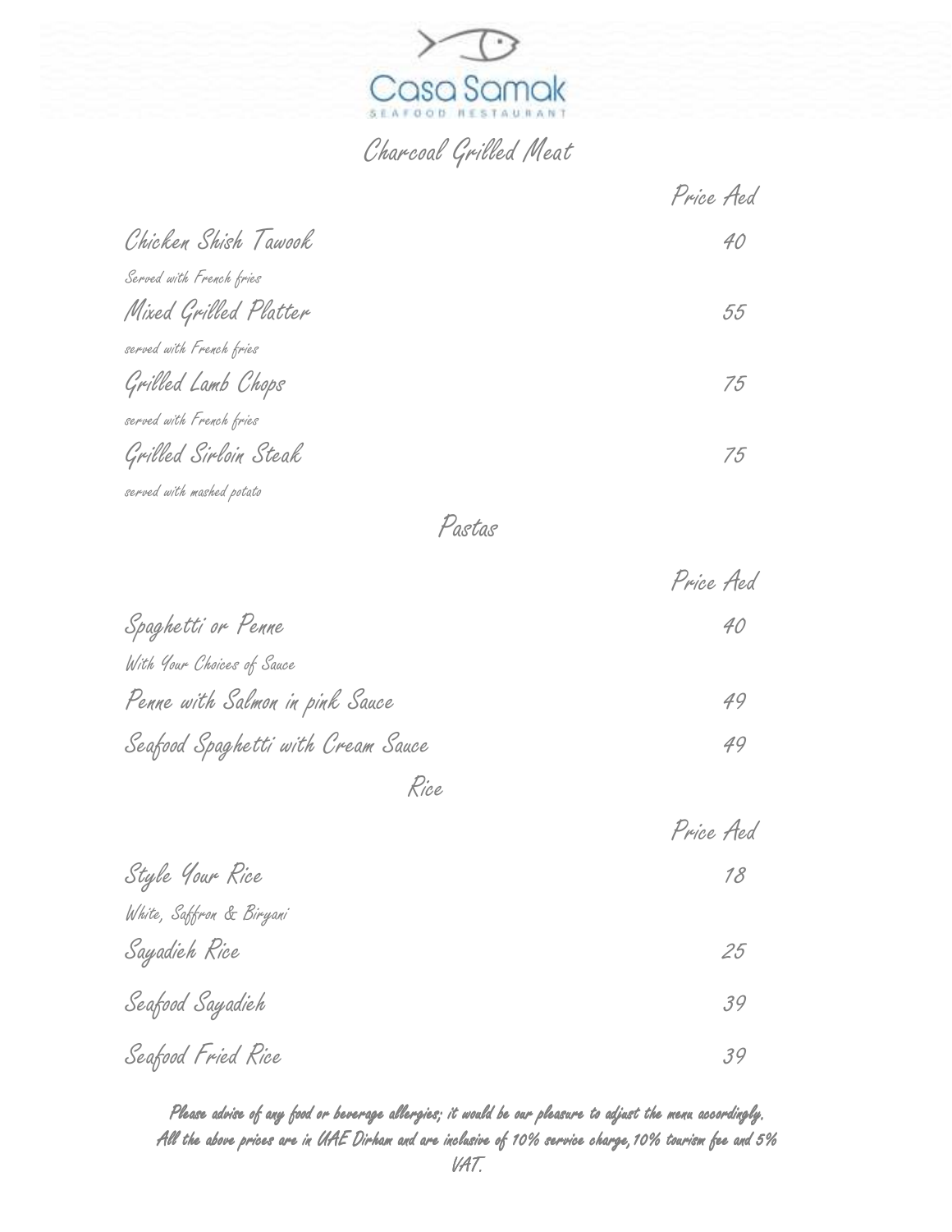Casa Samak
SEAFOOD RESTAURANT

## Charcoal Grilled Meat

| | Price Aed |
|---|---|
| Chicken Shish Tawook<br>Served with French fries | 40 |
| Mixed Grilled Platter<br>served with French fries | 55 |
| Grilled Lamb Chops<br>served with French fries | 75 |
| Grilled Sirloin Steak<br>served with mashed potato | 75 |

## Pastas

| | Price Aed |
|---|---|
| Spaghetti or Penne<br>With Your Choices of Sauce | 40 |
| Penne with Salmon in pink Sauce | 49 |
| Seafood Spaghetti with Cream Sauce | 49 |

## Rice

| | Price Aed |
|---|---|
| Style Your Rice<br>White, Saffron & Biryani | 18 |
| Sayadieh Rice | 25 |
| Seafood Sayadieh | 39 |
| Seafood Fried Rice | 39 |

**Please advise of any food or beverage allergies; it would be our pleasure to adjust the menu accordingly. All the above prices are in UAE Dirham and are inclusive of 10% service charge,10% tourism fee and 5% VAT.**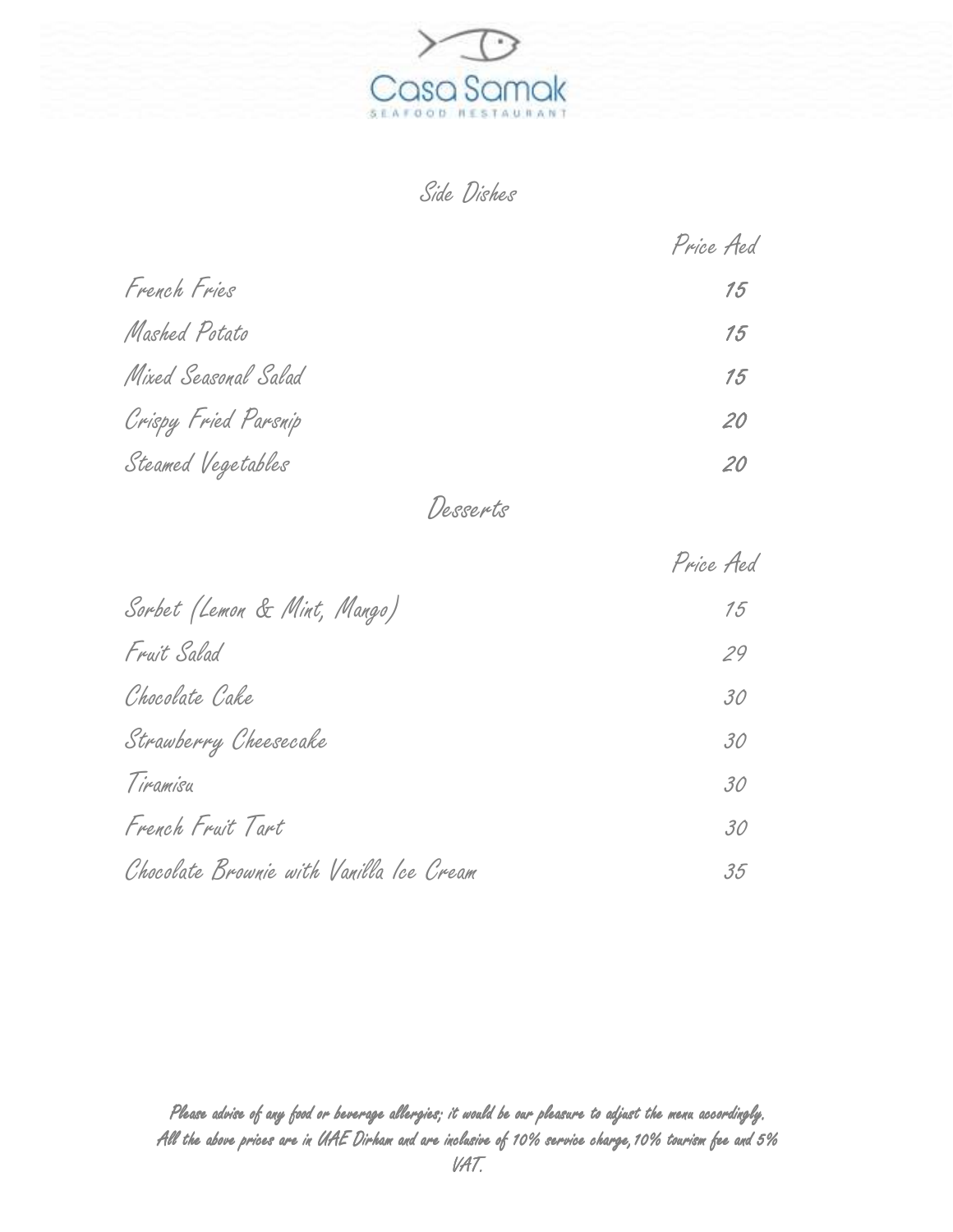# Casa Samak

SEAFOOD RESTAURANT

## Side Dishes

| | Price Aed |
|---|---|
| French Fries | 15 |
| Mashed Potato | 15 |
| Mixed Seasonal Salad | 15 |
| Crispy Fried Parsnip | 20 |
| Steamed Vegetables | 20 |

## Desserts

| | Price Aed |
|---|---|
| Sorbet (Lemon & Mint, Mango) | 15 |
| Fruit Salad | 29 |
| Chocolate Cake | 30 |
| Strawberry Cheesecake | 30 |
| Tiramisu | 30 |
| French Fruit Tart | 30 |
| Chocolate Brownie with Vanilla Ice Cream | 35 |

Please advise of any food or beverage allergies; it would be our pleasure to adjust the menu accordingly.
All the above prices are in UAE Dirham and are inclusive of 10% service charge,10% tourism fee and 5% VAT.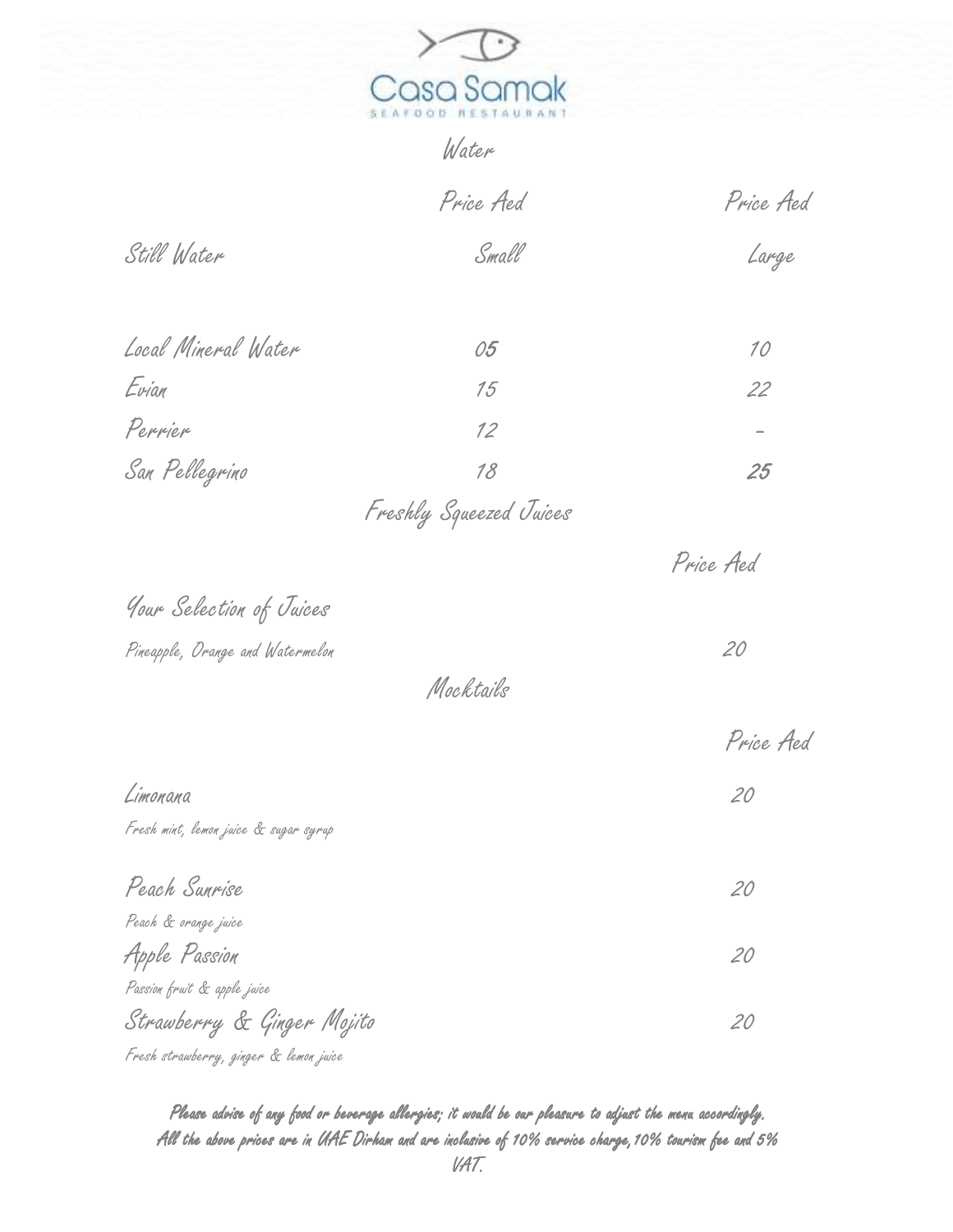# Casa Samak

SEAFOOD RESTAURANT

## Water

| Still Water | Price Aed Small | Price Aed Large |
|---|---|---|
| Local Mineral Water | 05 | 10 |
| Evian | 15 | 22 |
| Perrier | 12 | - |
| San Pellegrino | 18 | 25 |

## Freshly Squeezed Juices

| | Price Aed |
|---|---|
| Your Selection of Juices<br>Pineapple, Orange and Watermelon | 20 |

## Mocktails

| | Price Aed |
|---|---|
| Limonana<br>Fresh mint, lemon juice & sugar syrup | 20 |
| Peach Sunrise<br>Peach & orange juice | 20 |
| Apple Passion<br>Passion fruit & apple juice | 20 |
| Strawberry & Ginger Mojito<br>Fresh strawberry, ginger & lemon juice | 20 |

**Please advise of any food or beverage allergies; it would be our pleasure to adjust the menu accordingly. All the above prices are in UAE Dirham and are inclusive of 10% service charge,10% tourism fee and 5% VAT.**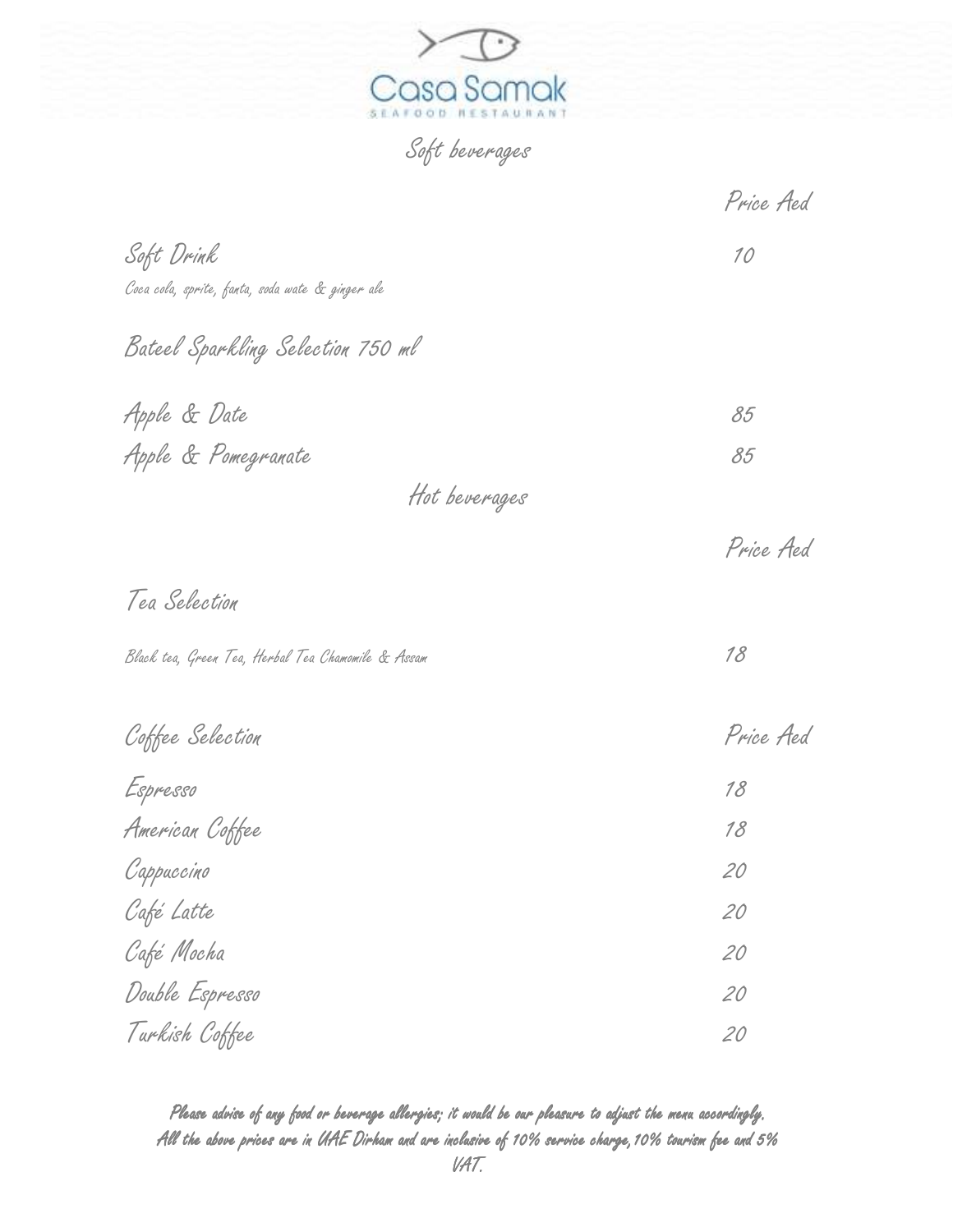# Casa Samak

SEAFOOD RESTAURANT

## Soft beverages

| | Price Aed |
|---|---|
| **Soft Drink**<br>Coca cola, sprite, fanta, soda wate & ginger ale | 10 |
| **Bateel Sparkling Selection 750 ml** | |
| Apple & Date | 85 |
| Apple & Pomegranate | 85 |

## Hot beverages

| | Price Aed |
|---|---|
| **Tea Selection** | |
| Black tea, Green Tea, Herbal Tea Chamomile & Assam | 18 |

| Coffee Selection | Price Aed |
|---|---|
| Espresso | 18 |
| American Coffee | 18 |
| Cappuccino | 20 |
| Café Latte | 20 |
| Café Mocha | 20 |
| Double Espresso | 20 |
| Turkish Coffee | 20 |

**Please advise of any food or beverage allergies; it would be our pleasure to adjust the menu accordingly. All the above prices are in UAE Dirham and are inclusive of 10% service charge,10% tourism fee and 5% VAT.**